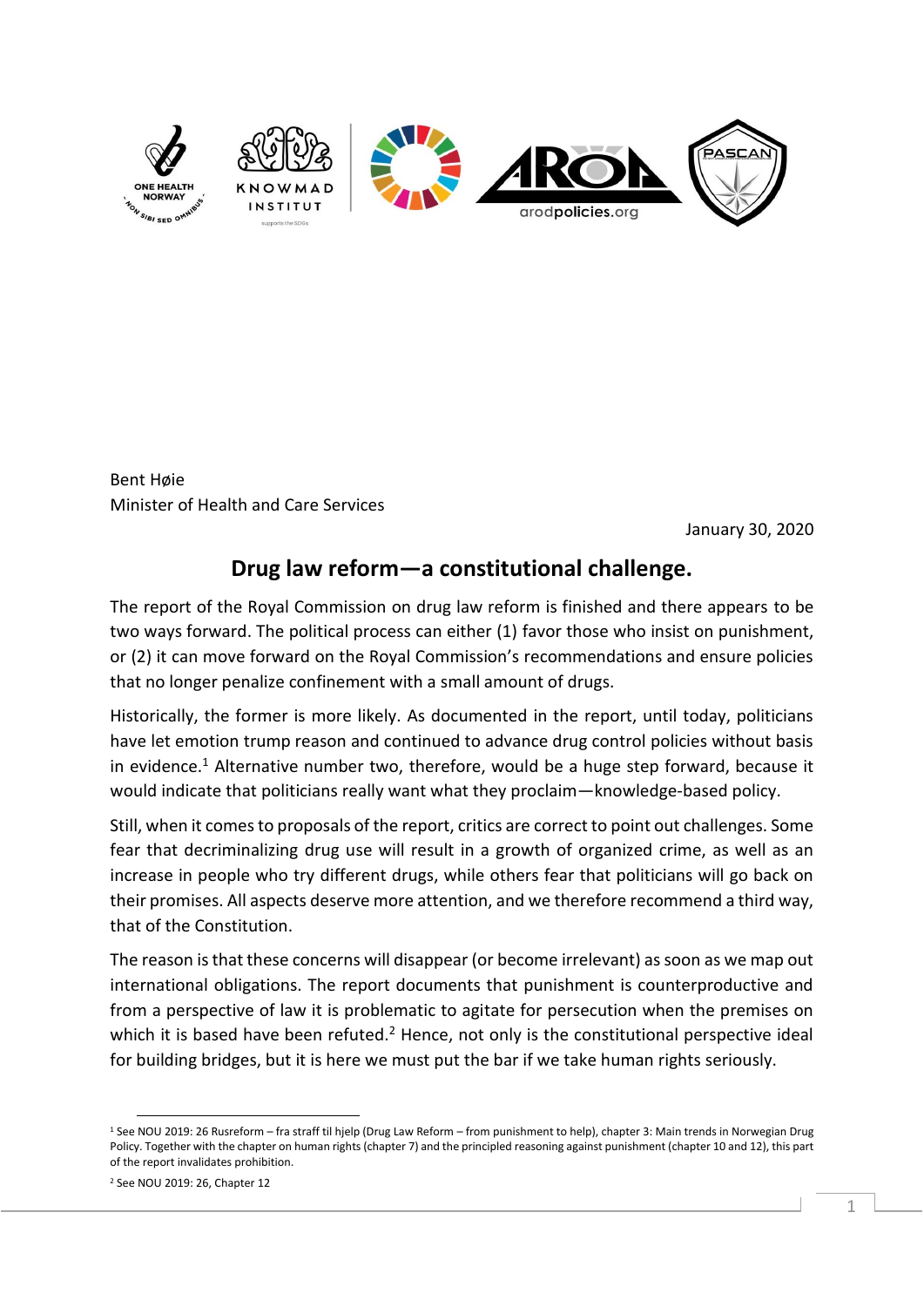Bent Høie
Minister of Health and Care Services

January 30, 2020

# Drug law reform—a constitutional challenge.

The report of the Royal Commission on drug law reform is finished and there appears to be two ways forward. The political process can either (1) favor those who insist on punishment, or (2) it can move forward on the Royal Commission's recommendations and ensure policies that no longer penalize confinement with a small amount of drugs.

Historically, the former is more likely. As documented in the report, until today, politicians have let emotion trump reason and continued to advance drug control policies without basis in evidence.[1] Alternative number two, therefore, would be a huge step forward, because it would indicate that politicians really want what they proclaim—knowledge-based policy.

Still, when it comes to proposals of the report, critics are correct to point out challenges. Some fear that decriminalizing drug use will result in a growth of organized crime, as well as an increase in people who try different drugs, while others fear that politicians will go back on their promises. All aspects deserve more attention, and we therefore recommend a third way, that of the Constitution.

The reason is that these concerns will disappear (or become irrelevant) as soon as we map out international obligations. The report documents that punishment is counterproductive and from a perspective of law it is problematic to agitate for persecution when the premises on which it is based have been refuted.[2] Hence, not only is the constitutional perspective ideal for building bridges, but it is here we must put the bar if we take human rights seriously.

---

[1] See NOU 2019: 26 Rusreform – fra straff til hjelp (Drug Law Reform – from punishment to help), chapter 3: Main trends in Norwegian Drug Policy. Together with the chapter on human rights (chapter 7) and the principled reasoning against punishment (chapter 10 and 12), this part of the report invalidates prohibition.

[2] See NOU 2019: 26, Chapter 12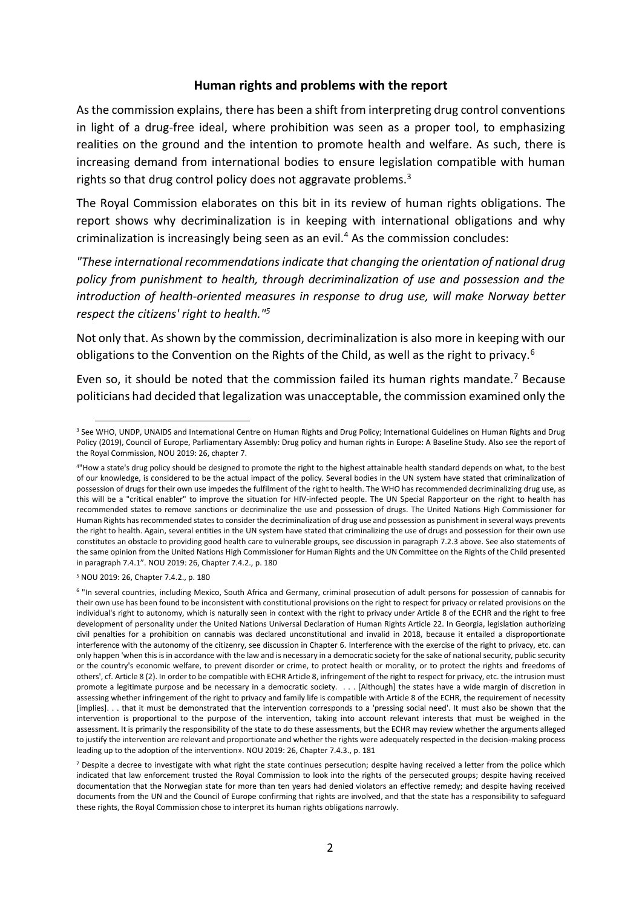## Human rights and problems with the report

As the commission explains, there has been a shift from interpreting drug control conventions in light of a drug-free ideal, where prohibition was seen as a proper tool, to emphasizing realities on the ground and the intention to promote health and welfare. As such, there is increasing demand from international bodies to ensure legislation compatible with human rights so that drug control policy does not aggravate problems.[3]

The Royal Commission elaborates on this bit in its review of human rights obligations. The report shows why decriminalization is in keeping with international obligations and why criminalization is increasingly being seen as an evil.[4] As the commission concludes:

*"These international recommendations indicate that changing the orientation of national drug policy from punishment to health, through decriminalization of use and possession and the introduction of health-oriented measures in response to drug use, will make Norway better respect the citizens' right to health."[5]*

Not only that. As shown by the commission, decriminalization is also more in keeping with our obligations to the Convention on the Rights of the Child, as well as the right to privacy.[6]

Even so, it should be noted that the commission failed its human rights mandate.[7] Because politicians had decided that legalization was unacceptable, the commission examined only the

---

[3] See WHO, UNDP, UNAIDS and International Centre on Human Rights and Drug Policy; International Guidelines on Human Rights and Drug Policy (2019), Council of Europe, Parliamentary Assembly: Drug policy and human rights in Europe: A Baseline Study. Also see the report of the Royal Commission, NOU 2019: 26, chapter 7.

[4] "How a state's drug policy should be designed to promote the right to the highest attainable health standard depends on what, to the best of our knowledge, is considered to be the actual impact of the policy. Several bodies in the UN system have stated that criminalization of possession of drugs for their own use impedes the fulfilment of the right to health. The WHO has recommended decriminalizing drug use, as this will be a "critical enabler" to improve the situation for HIV-infected people. The UN Special Rapporteur on the right to health has recommended states to remove sanctions or decriminalize the use and possession of drugs. The United Nations High Commissioner for Human Rights has recommended states to consider the decriminalization of drug use and possession as punishment in several ways prevents the right to health. Again, several entities in the UN system have stated that criminalizing the use of drugs and possession for their own use constitutes an obstacle to providing good health care to vulnerable groups, see discussion in paragraph 7.2.3 above. See also statements of the same opinion from the United Nations High Commissioner for Human Rights and the UN Committee on the Rights of the Child presented in paragraph 7.4.1". NOU 2019: 26, Chapter 7.4.2., p. 180

[5] NOU 2019: 26, Chapter 7.4.2., p. 180

[6] "In several countries, including Mexico, South Africa and Germany, criminal prosecution of adult persons for possession of cannabis for their own use has been found to be inconsistent with constitutional provisions on the right to respect for privacy or related provisions on the individual's right to autonomy, which is naturally seen in context with the right to privacy under Article 8 of the ECHR and the right to free development of personality under the United Nations Universal Declaration of Human Rights Article 22. In Georgia, legislation authorizing civil penalties for a prohibition on cannabis was declared unconstitutional and invalid in 2018, because it entailed a disproportionate interference with the autonomy of the citizenry, see discussion in Chapter 6. Interference with the exercise of the right to privacy, etc. can only happen 'when this is in accordance with the law and is necessary in a democratic society for the sake of national security, public security or the country's economic welfare, to prevent disorder or crime, to protect health or morality, or to protect the rights and freedoms of others', cf. Article 8 (2). In order to be compatible with ECHR Article 8, infringement of the right to respect for privacy, etc. the intrusion must promote a legitimate purpose and be necessary in a democratic society. . . . [Although] the states have a wide margin of discretion in assessing whether infringement of the right to privacy and family life is compatible with Article 8 of the ECHR, the requirement of necessity [implies]. . . that it must be demonstrated that the intervention corresponds to a 'pressing social need'. It must also be shown that the intervention is proportional to the purpose of the intervention, taking into account relevant interests that must be weighed in the assessment. It is primarily the responsibility of the state to do these assessments, but the ECHR may review whether the arguments alleged to justify the intervention are relevant and proportionate and whether the rights were adequately respected in the decision-making process leading up to the adoption of the intervention». NOU 2019: 26, Chapter 7.4.3., p. 181

[7] Despite a decree to investigate with what right the state continues persecution; despite having received a letter from the police which indicated that law enforcement trusted the Royal Commission to look into the rights of the persecuted groups; despite having received documentation that the Norwegian state for more than ten years had denied violators an effective remedy; and despite having received documents from the UN and the Council of Europe confirming that rights are involved, and that the state has a responsibility to safeguard these rights, the Royal Commission chose to interpret its human rights obligations narrowly.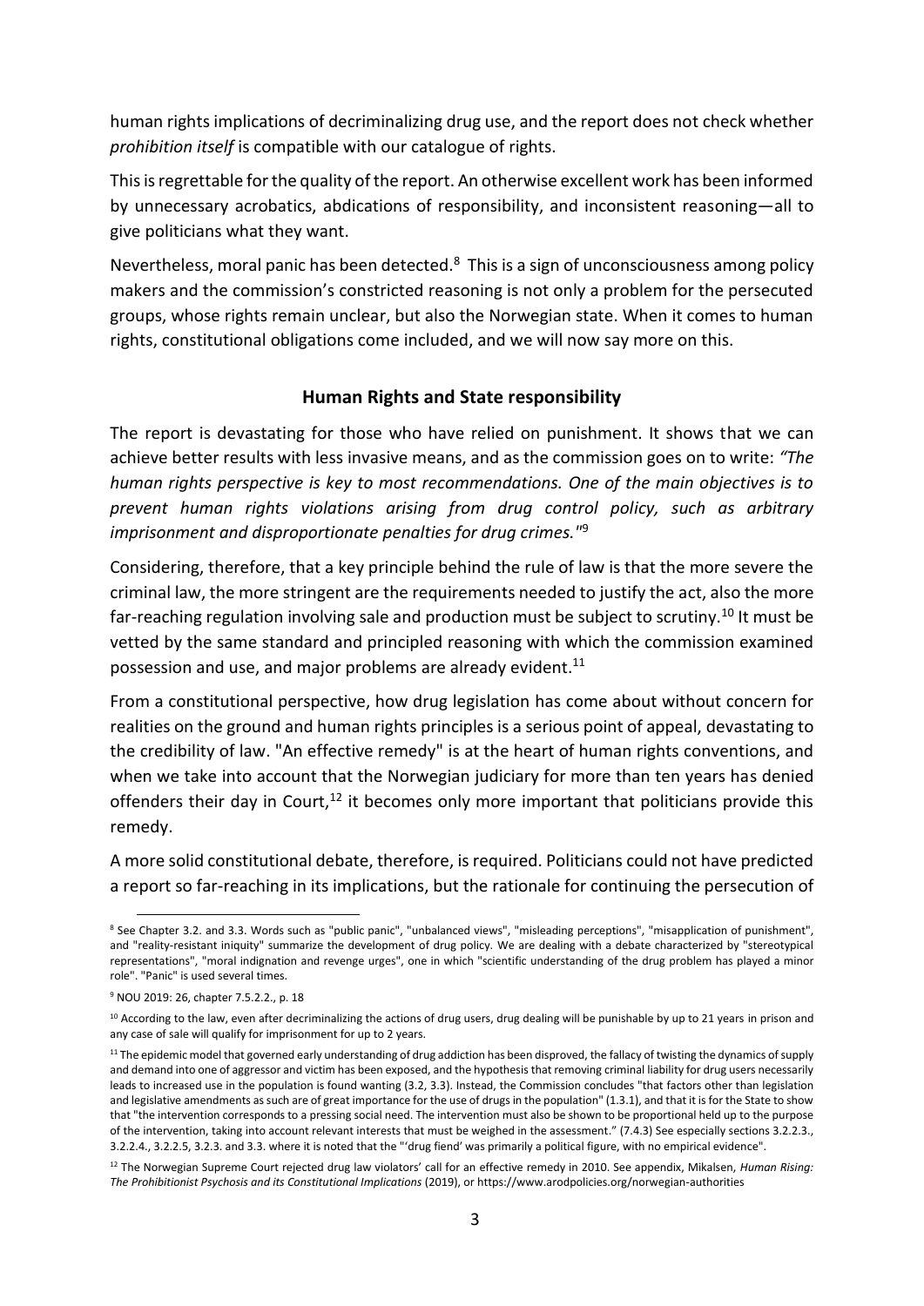human rights implications of decriminalizing drug use, and the report does not check whether *prohibition itself* is compatible with our catalogue of rights.

This is regrettable for the quality of the report. An otherwise excellent work has been informed by unnecessary acrobatics, abdications of responsibility, and inconsistent reasoning—all to give politicians what they want.

Nevertheless, moral panic has been detected.[8] This is a sign of unconsciousness among policy makers and the commission's constricted reasoning is not only a problem for the persecuted groups, whose rights remain unclear, but also the Norwegian state. When it comes to human rights, constitutional obligations come included, and we will now say more on this.

## Human Rights and State responsibility

The report is devastating for those who have relied on punishment. It shows that we can achieve better results with less invasive means, and as the commission goes on to write: *"The human rights perspective is key to most recommendations. One of the main objectives is to prevent human rights violations arising from drug control policy, such as arbitrary imprisonment and disproportionate penalties for drug crimes."*[9]

Considering, therefore, that a key principle behind the rule of law is that the more severe the criminal law, the more stringent are the requirements needed to justify the act, also the more far-reaching regulation involving sale and production must be subject to scrutiny.[10] It must be vetted by the same standard and principled reasoning with which the commission examined possession and use, and major problems are already evident.[11]

From a constitutional perspective, how drug legislation has come about without concern for realities on the ground and human rights principles is a serious point of appeal, devastating to the credibility of law. "An effective remedy" is at the heart of human rights conventions, and when we take into account that the Norwegian judiciary for more than ten years has denied offenders their day in Court,[12] it becomes only more important that politicians provide this remedy.

A more solid constitutional debate, therefore, is required. Politicians could not have predicted a report so far-reaching in its implications, but the rationale for continuing the persecution of

---

[8] See Chapter 3.2. and 3.3. Words such as "public panic", "unbalanced views", "misleading perceptions", "misapplication of punishment", and "reality-resistant iniquity" summarize the development of drug policy. We are dealing with a debate characterized by "stereotypical representations", "moral indignation and revenge urges", one in which "scientific understanding of the drug problem has played a minor role". "Panic" is used several times.

[9] NOU 2019: 26, chapter 7.5.2.2., p. 18

[10] According to the law, even after decriminalizing the actions of drug users, drug dealing will be punishable by up to 21 years in prison and any case of sale will qualify for imprisonment for up to 2 years.

[11] The epidemic model that governed early understanding of drug addiction has been disproved, the fallacy of twisting the dynamics of supply and demand into one of aggressor and victim has been exposed, and the hypothesis that removing criminal liability for drug users necessarily leads to increased use in the population is found wanting (3.2, 3.3). Instead, the Commission concludes "that factors other than legislation and legislative amendments as such are of great importance for the use of drugs in the population" (1.3.1), and that it is for the State to show that "the intervention corresponds to a pressing social need. The intervention must also be shown to be proportional held up to the purpose of the intervention, taking into account relevant interests that must be weighed in the assessment." (7.4.3) See especially sections 3.2.2.3., 3.2.2.4., 3.2.2.5, 3.2.3. and 3.3. where it is noted that the "'drug fiend' was primarily a political figure, with no empirical evidence".

[12] The Norwegian Supreme Court rejected drug law violators' call for an effective remedy in 2010. See appendix, Mikalsen, *Human Rising: The Prohibitionist Psychosis and its Constitutional Implications* (2019), or https://www.arodpolicies.org/norwegian-authorities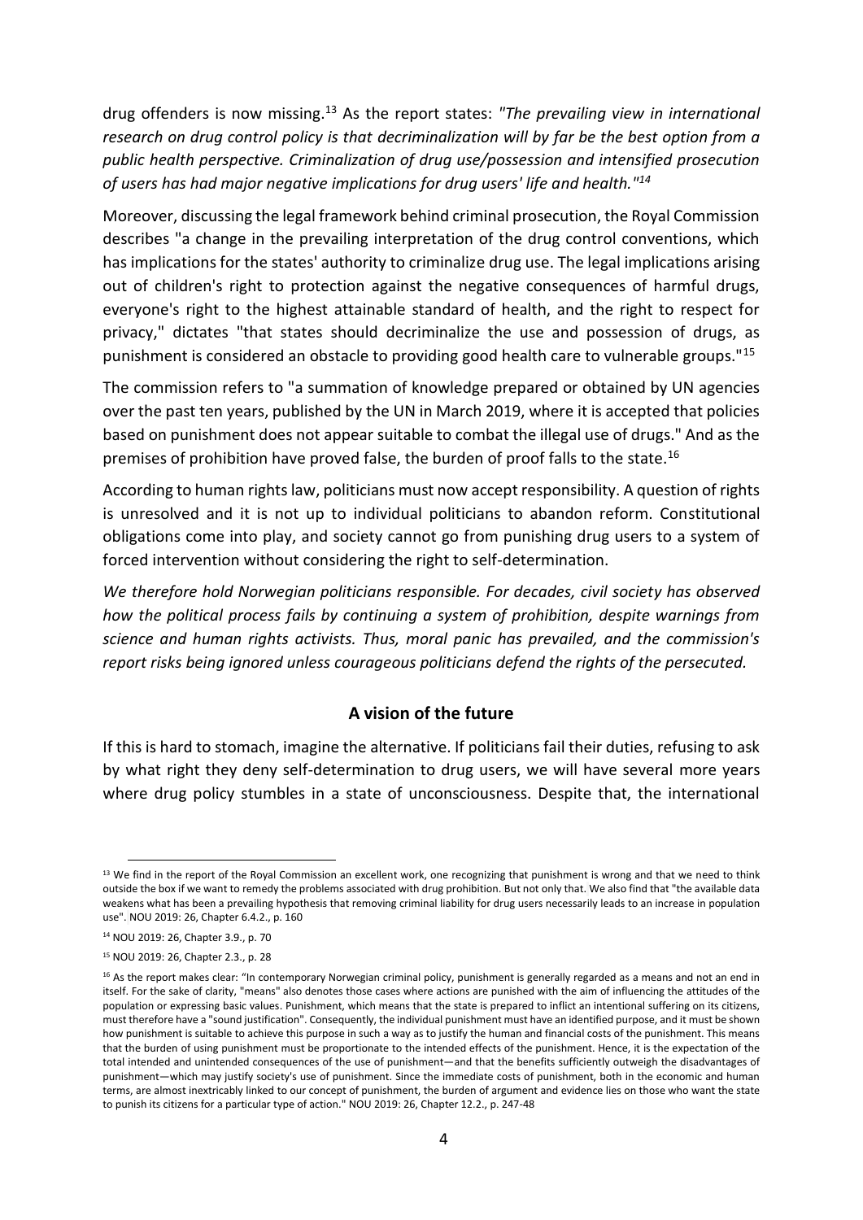drug offenders is now missing.[13] As the report states: *"The prevailing view in international research on drug control policy is that decriminalization will by far be the best option from a public health perspective. Criminalization of drug use/possession and intensified prosecution of users has had major negative implications for drug users' life and health."[14]*

Moreover, discussing the legal framework behind criminal prosecution, the Royal Commission describes "a change in the prevailing interpretation of the drug control conventions, which has implications for the states' authority to criminalize drug use. The legal implications arising out of children's right to protection against the negative consequences of harmful drugs, everyone's right to the highest attainable standard of health, and the right to respect for privacy," dictates "that states should decriminalize the use and possession of drugs, as punishment is considered an obstacle to providing good health care to vulnerable groups."[15]

The commission refers to "a summation of knowledge prepared or obtained by UN agencies over the past ten years, published by the UN in March 2019, where it is accepted that policies based on punishment does not appear suitable to combat the illegal use of drugs." And as the premises of prohibition have proved false, the burden of proof falls to the state.[16]

According to human rights law, politicians must now accept responsibility. A question of rights is unresolved and it is not up to individual politicians to abandon reform. Constitutional obligations come into play, and society cannot go from punishing drug users to a system of forced intervention without considering the right to self-determination.

*We therefore hold Norwegian politicians responsible. For decades, civil society has observed how the political process fails by continuing a system of prohibition, despite warnings from science and human rights activists. Thus, moral panic has prevailed, and the commission's report risks being ignored unless courageous politicians defend the rights of the persecuted.*

## A vision of the future

If this is hard to stomach, imagine the alternative. If politicians fail their duties, refusing to ask by what right they deny self-determination to drug users, we will have several more years where drug policy stumbles in a state of unconsciousness. Despite that, the international

---

[13] We find in the report of the Royal Commission an excellent work, one recognizing that punishment is wrong and that we need to think outside the box if we want to remedy the problems associated with drug prohibition. But not only that. We also find that "the available data weakens what has been a prevailing hypothesis that removing criminal liability for drug users necessarily leads to an increase in population use". NOU 2019: 26, Chapter 6.4.2., p. 160

[14] NOU 2019: 26, Chapter 3.9., p. 70

[15] NOU 2019: 26, Chapter 2.3., p. 28

[16] As the report makes clear: "In contemporary Norwegian criminal policy, punishment is generally regarded as a means and not an end in itself. For the sake of clarity, "means" also denotes those cases where actions are punished with the aim of influencing the attitudes of the population or expressing basic values. Punishment, which means that the state is prepared to inflict an intentional suffering on its citizens, must therefore have a "sound justification". Consequently, the individual punishment must have an identified purpose, and it must be shown how punishment is suitable to achieve this purpose in such a way as to justify the human and financial costs of the punishment. This means that the burden of using punishment must be proportionate to the intended effects of the punishment. Hence, it is the expectation of the total intended and unintended consequences of the use of punishment—and that the benefits sufficiently outweigh the disadvantages of punishment—which may justify society's use of punishment. Since the immediate costs of punishment, both in the economic and human terms, are almost inextricably linked to our concept of punishment, the burden of argument and evidence lies on those who want the state to punish its citizens for a particular type of action." NOU 2019: 26, Chapter 12.2., p. 247-48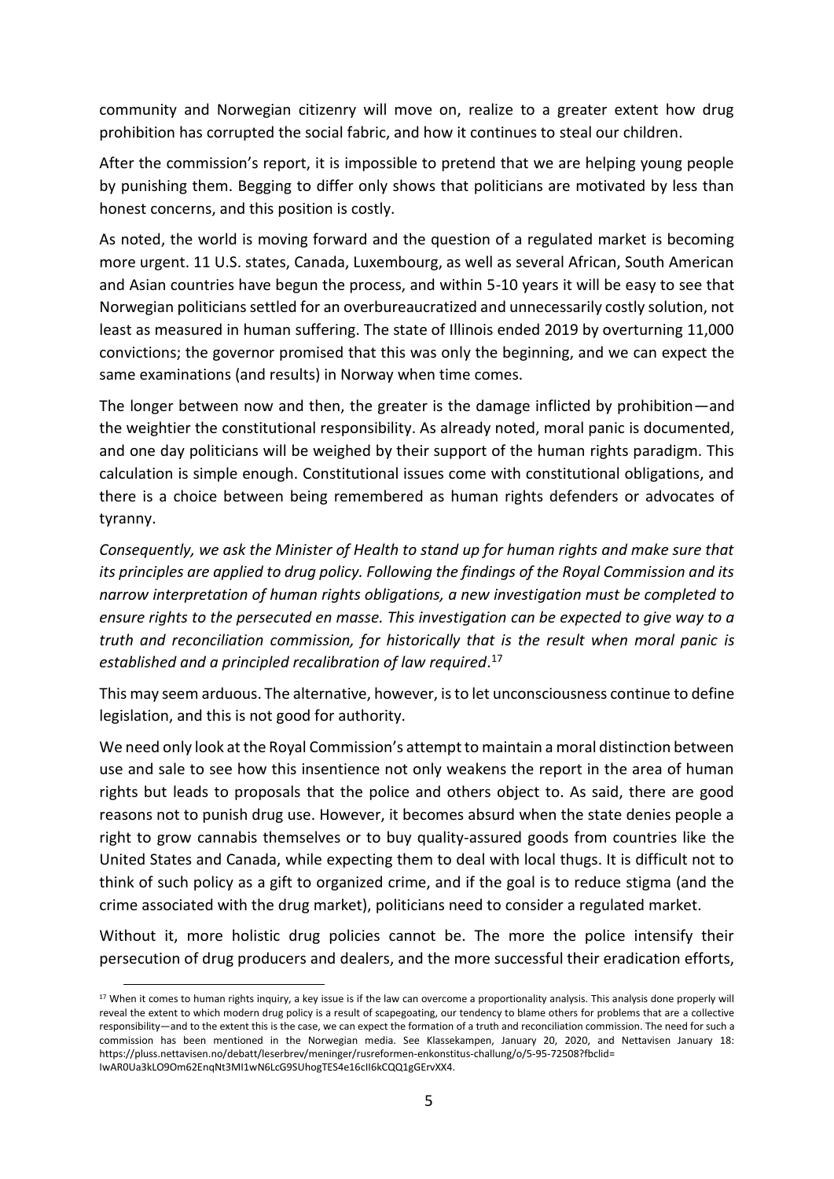community and Norwegian citizenry will move on, realize to a greater extent how drug prohibition has corrupted the social fabric, and how it continues to steal our children.

After the commission's report, it is impossible to pretend that we are helping young people by punishing them. Begging to differ only shows that politicians are motivated by less than honest concerns, and this position is costly.

As noted, the world is moving forward and the question of a regulated market is becoming more urgent. 11 U.S. states, Canada, Luxembourg, as well as several African, South American and Asian countries have begun the process, and within 5-10 years it will be easy to see that Norwegian politicians settled for an overbureaucratized and unnecessarily costly solution, not least as measured in human suffering. The state of Illinois ended 2019 by overturning 11,000 convictions; the governor promised that this was only the beginning, and we can expect the same examinations (and results) in Norway when time comes.

The longer between now and then, the greater is the damage inflicted by prohibition—and the weightier the constitutional responsibility. As already noted, moral panic is documented, and one day politicians will be weighed by their support of the human rights paradigm. This calculation is simple enough. Constitutional issues come with constitutional obligations, and there is a choice between being remembered as human rights defenders or advocates of tyranny.

*Consequently, we ask the Minister of Health to stand up for human rights and make sure that its principles are applied to drug policy. Following the findings of the Royal Commission and its narrow interpretation of human rights obligations, a new investigation must be completed to ensure rights to the persecuted en masse. This investigation can be expected to give way to a truth and reconciliation commission, for historically that is the result when moral panic is established and a principled recalibration of law required*.[17]

This may seem arduous. The alternative, however, is to let unconsciousness continue to define legislation, and this is not good for authority.

We need only look at the Royal Commission's attempt to maintain a moral distinction between use and sale to see how this insentience not only weakens the report in the area of human rights but leads to proposals that the police and others object to. As said, there are good reasons not to punish drug use. However, it becomes absurd when the state denies people a right to grow cannabis themselves or to buy quality-assured goods from countries like the United States and Canada, while expecting them to deal with local thugs. It is difficult not to think of such policy as a gift to organized crime, and if the goal is to reduce stigma (and the crime associated with the drug market), politicians need to consider a regulated market.

Without it, more holistic drug policies cannot be. The more the police intensify their persecution of drug producers and dealers, and the more successful their eradication efforts,

---

[17] When it comes to human rights inquiry, a key issue is if the law can overcome a proportionality analysis. This analysis done properly will reveal the extent to which modern drug policy is a result of scapegoating, our tendency to blame others for problems that are a collective responsibility—and to the extent this is the case, we can expect the formation of a truth and reconciliation commission. The need for such a commission has been mentioned in the Norwegian media. See Klassekampen, January 20, 2020, and Nettavisen January 18: https://pluss.nettavisen.no/debatt/leserbrev/meninger/rusreformen-enkonstitus-challung/o/5-95-72508?fbclid=IwAR0Ua3kLO9Om62EnqNt3MI1wN6LcG9SUhogTES4e16cIl6kCQQ1gGErvXX4.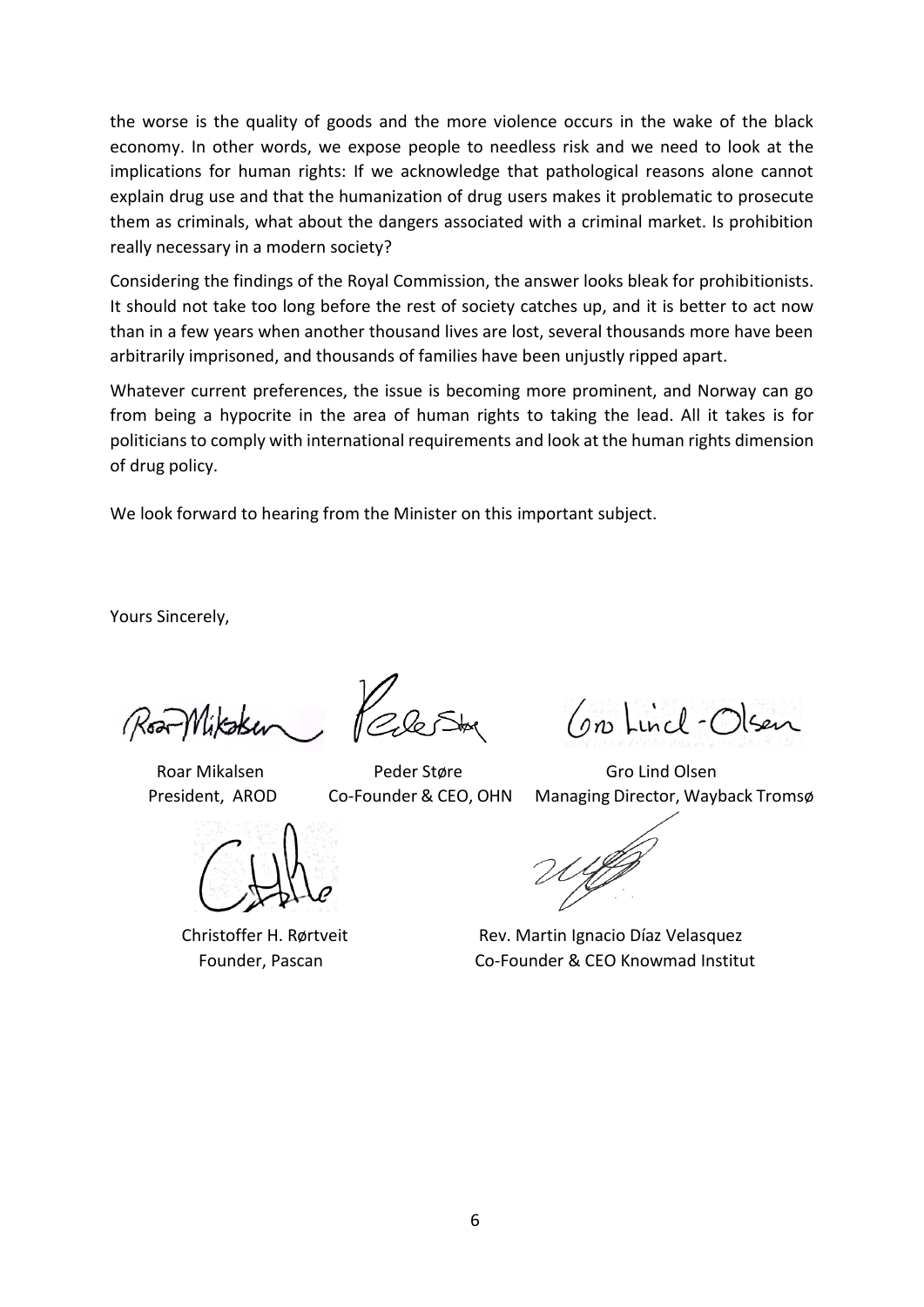the worse is the quality of goods and the more violence occurs in the wake of the black economy. In other words, we expose people to needless risk and we need to look at the implications for human rights: If we acknowledge that pathological reasons alone cannot explain drug use and that the humanization of drug users makes it problematic to prosecute them as criminals, what about the dangers associated with a criminal market. Is prohibition really necessary in a modern society?

Considering the findings of the Royal Commission, the answer looks bleak for prohibitionists. It should not take too long before the rest of society catches up, and it is better to act now than in a few years when another thousand lives are lost, several thousands more have been arbitrarily imprisoned, and thousands of families have been unjustly ripped apart.

Whatever current preferences, the issue is becoming more prominent, and Norway can go from being a hypocrite in the area of human rights to taking the lead. All it takes is for politicians to comply with international requirements and look at the human rights dimension of drug policy.

We look forward to hearing from the Minister on this important subject.

Yours Sincerely,

Roar Mikalsen
President, AROD

Peder Støre
Co-Founder & CEO, OHN

Gro Lind Olsen
Managing Director, Wayback Tromsø

Christoffer H. Rørtveit
Founder, Pascan

Rev. Martin Ignacio Díaz Velasquez
Co-Founder & CEO Knowmad Institut